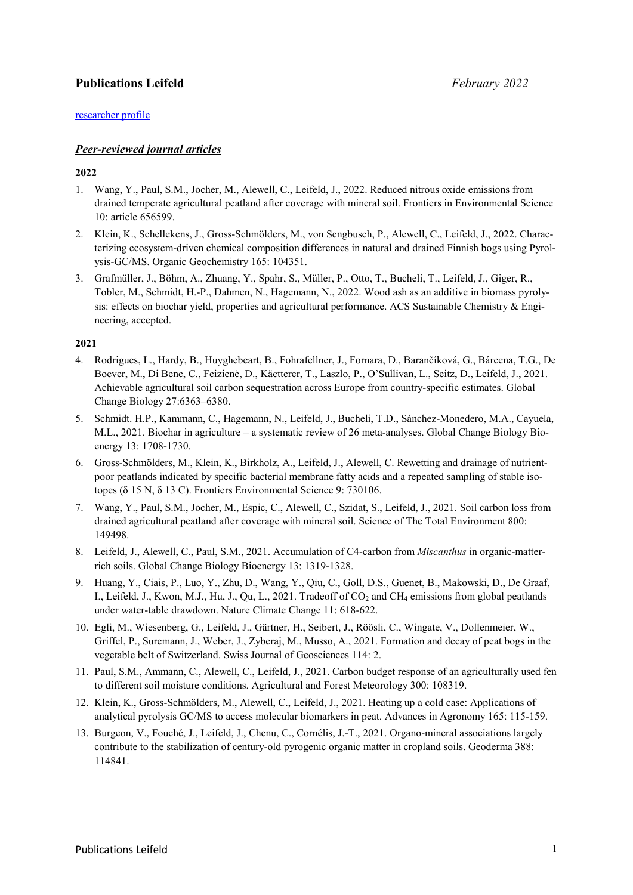# Publications Leifeld *February 2022*

[researcher profile]

## ***Peer-reviewed journal articles***

### 2022

1. Wang, Y., Paul, S.M., Jocher, M., Alewell, C., Leifeld, J., 2022. Reduced nitrous oxide emissions from drained temperate agricultural peatland after coverage with mineral soil. Frontiers in Environmental Science 10: article 656599.
2. Klein, K., Schellekens, J., Gross-Schmölders, M., von Sengbusch, P., Alewell, C., Leifeld, J., 2022. Characterizing ecosystem-driven chemical composition differences in natural and drained Finnish bogs using Pyrolysis-GC/MS. Organic Geochemistry 165: 104351.
3. Grafmüller, J., Böhm, A., Zhuang, Y., Spahr, S., Müller, P., Otto, T., Bucheli, T., Leifeld, J., Giger, R., Tobler, M., Schmidt, H.-P., Dahmen, N., Hagemann, N., 2022. Wood ash as an additive in biomass pyrolysis: effects on biochar yield, properties and agricultural performance. ACS Sustainable Chemistry & Engineering, accepted.

### 2021

4. Rodrigues, L., Hardy, B., Huyghebeart, B., Fohrafellner, J., Fornara, D., Barančíková, G., Bárcena, T.G., De Boever, M., Di Bene, C., Feizienė, D., Käetterer, T., Laszlo, P., O'Sullivan, L., Seitz, D., Leifeld, J., 2021. Achievable agricultural soil carbon sequestration across Europe from country-specific estimates. Global Change Biology 27:6363–6380.
5. Schmidt. H.P., Kammann, C., Hagemann, N., Leifeld, J., Bucheli, T.D., Sánchez-Monedero, M.A., Cayuela, M.L., 2021. Biochar in agriculture – a systematic review of 26 meta-analyses. Global Change Biology Bioenergy 13: 1708-1730.
6. Gross-Schmölders, M., Klein, K., Birkholz, A., Leifeld, J., Alewell, C. Rewetting and drainage of nutrient-poor peatlands indicated by specific bacterial membrane fatty acids and a repeated sampling of stable isotopes (δ 15 N, δ 13 C). Frontiers Environmental Science 9: 730106.
7. Wang, Y., Paul, S.M., Jocher, M., Espic, C., Alewell, C., Szidat, S., Leifeld, J., 2021. Soil carbon loss from drained agricultural peatland after coverage with mineral soil. Science of The Total Environment 800: 149498.
8. Leifeld, J., Alewell, C., Paul, S.M., 2021. Accumulation of C4-carbon from *Miscanthus* in organic-matter-rich soils. Global Change Biology Bioenergy 13: 1319-1328.
9. Huang, Y., Ciais, P., Luo, Y., Zhu, D., Wang, Y., Qiu, C., Goll, D.S., Guenet, B., Makowski, D., De Graaf, I., Leifeld, J., Kwon, M.J., Hu, J., Qu, L., 2021. Tradeoff of $CO_2$ and $CH_4$ emissions from global peatlands under water-table drawdown. Nature Climate Change 11: 618-622.
10. Egli, M., Wiesenberg, G., Leifeld, J., Gärtner, H., Seibert, J., Röösli, C., Wingate, V., Dollenmeier, W., Griffel, P., Suremann, J., Weber, J., Zyberaj, M., Musso, A., 2021. Formation and decay of peat bogs in the vegetable belt of Switzerland. Swiss Journal of Geosciences 114: 2.
11. Paul, S.M., Ammann, C., Alewell, C., Leifeld, J., 2021. Carbon budget response of an agriculturally used fen to different soil moisture conditions. Agricultural and Forest Meteorology 300: 108319.
12. Klein, K., Gross-Schmölders, M., Alewell, C., Leifeld, J., 2021. Heating up a cold case: Applications of analytical pyrolysis GC/MS to access molecular biomarkers in peat. Advances in Agronomy 165: 115-159.
13. Burgeon, V., Fouché, J., Leifeld, J., Chenu, C., Cornélis, J.-T., 2021. Organo-mineral associations largely contribute to the stabilization of century-old pyrogenic organic matter in cropland soils. Geoderma 388: 114841.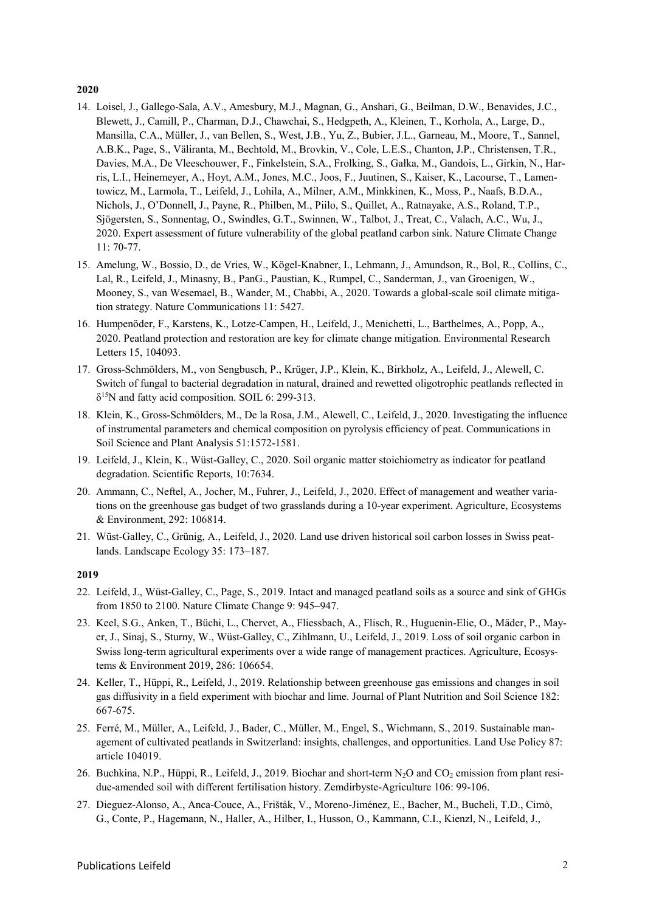**2020**

14. Loisel, J., Gallego-Sala, A.V., Amesbury, M.J., Magnan, G., Anshari, G., Beilman, D.W., Benavides, J.C., Blewett, J., Camill, P., Charman, D.J., Chawchai, S., Hedgpeth, A., Kleinen, T., Korhola, A., Large, D., Mansilla, C.A., Müller, J., van Bellen, S., West, J.B., Yu, Z., Bubier, J.L., Garneau, M., Moore, T., Sannel, A.B.K., Page, S., Väliranta, M., Bechtold, M., Brovkin, V., Cole, L.E.S., Chanton, J.P., Christensen, T.R., Davies, M.A., De Vleeschouwer, F., Finkelstein, S.A., Frolking, S., Gałka, M., Gandois, L., Girkin, N., Harris, L.I., Heinemeyer, A., Hoyt, A.M., Jones, M.C., Joos, F., Juutinen, S., Kaiser, K., Lacourse, T., Lamentowicz, M., Larmola, T., Leifeld, J., Lohila, A., Milner, A.M., Minkkinen, K., Moss, P., Naafs, B.D.A., Nichols, J., O'Donnell, J., Payne, R., Philben, M., Piilo, S., Quillet, A., Ratnayake, A.S., Roland, T.P., Sjögersten, S., Sonnentag, O., Swindles, G.T., Swinnen, W., Talbot, J., Treat, C., Valach, A.C., Wu, J., 2020. Expert assessment of future vulnerability of the global peatland carbon sink. Nature Climate Change 11: 70-77.
15. Amelung, W., Bossio, D., de Vries, W., Kögel-Knabner, I., Lehmann, J., Amundson, R., Bol, R., Collins, C., Lal, R., Leifeld, J., Minasny, B., PanG., Paustian, K., Rumpel, C., Sanderman, J., van Groenigen, W., Mooney, S., van Wesemael, B., Wander, M., Chabbi, A., 2020. Towards a global-scale soil climate mitigation strategy. Nature Communications 11: 5427.
16. Humpenöder, F., Karstens, K., Lotze-Campen, H., Leifeld, J., Menichetti, L., Barthelmes, A., Popp, A., 2020. Peatland protection and restoration are key for climate change mitigation. Environmental Research Letters 15, 104093.
17. Gross-Schmölders, M., von Sengbusch, P., Krüger, J.P., Klein, K., Birkholz, A., Leifeld, J., Alewell, C. Switch of fungal to bacterial degradation in natural, drained and rewetted oligotrophic peatlands reflected in $\delta^{15}N$ and fatty acid composition. SOIL 6: 299-313.
18. Klein, K., Gross-Schmölders, M., De la Rosa, J.M., Alewell, C., Leifeld, J., 2020. Investigating the influence of instrumental parameters and chemical composition on pyrolysis efficiency of peat. Communications in Soil Science and Plant Analysis 51:1572-1581.
19. Leifeld, J., Klein, K., Wüst-Galley, C., 2020. Soil organic matter stoichiometry as indicator for peatland degradation. Scientific Reports, 10:7634.
20. Ammann, C., Neftel, A., Jocher, M., Fuhrer, J., Leifeld, J., 2020. Effect of management and weather variations on the greenhouse gas budget of two grasslands during a 10-year experiment. Agriculture, Ecosystems & Environment, 292: 106814.
21. Wüst-Galley, C., Grünig, A., Leifeld, J., 2020. Land use driven historical soil carbon losses in Swiss peatlands. Landscape Ecology 35: 173–187.

**2019**

22. Leifeld, J., Wüst-Galley, C., Page, S., 2019. Intact and managed peatland soils as a source and sink of GHGs from 1850 to 2100. Nature Climate Change 9: 945–947.
23. Keel, S.G., Anken, T., Büchi, L., Chervet, A., Fliessbach, A., Flisch, R., Huguenin-Elie, O., Mäder, P., Mayer, J., Sinaj, S., Sturny, W., Wüst-Galley, C., Zihlmann, U., Leifeld, J., 2019. Loss of soil organic carbon in Swiss long-term agricultural experiments over a wide range of management practices. Agriculture, Ecosystems & Environment 2019, 286: 106654.
24. Keller, T., Hüppi, R., Leifeld, J., 2019. Relationship between greenhouse gas emissions and changes in soil gas diffusivity in a field experiment with biochar and lime. Journal of Plant Nutrition and Soil Science 182: 667-675.
25. Ferré, M., Müller, A., Leifeld, J., Bader, C., Müller, M., Engel, S., Wichmann, S., 2019. Sustainable management of cultivated peatlands in Switzerland: insights, challenges, and opportunities. Land Use Policy 87: article 104019.
26. Buchkina, N.P., Hüppi, R., Leifeld, J., 2019. Biochar and short-term $N_2O$ and $CO_2$ emission from plant residue-amended soil with different fertilisation history. Zemdirbyste-Agriculture 106: 99-106.
27. Dieguez-Alonso, A., Anca-Couce, A., Frišták, V., Moreno-Jiménez, E., Bacher, M., Bucheli, T.D., Cimò, G., Conte, P., Hagemann, N., Haller, A., Hilber, I., Husson, O., Kammann, C.I., Kienzl, N., Leifeld, J.,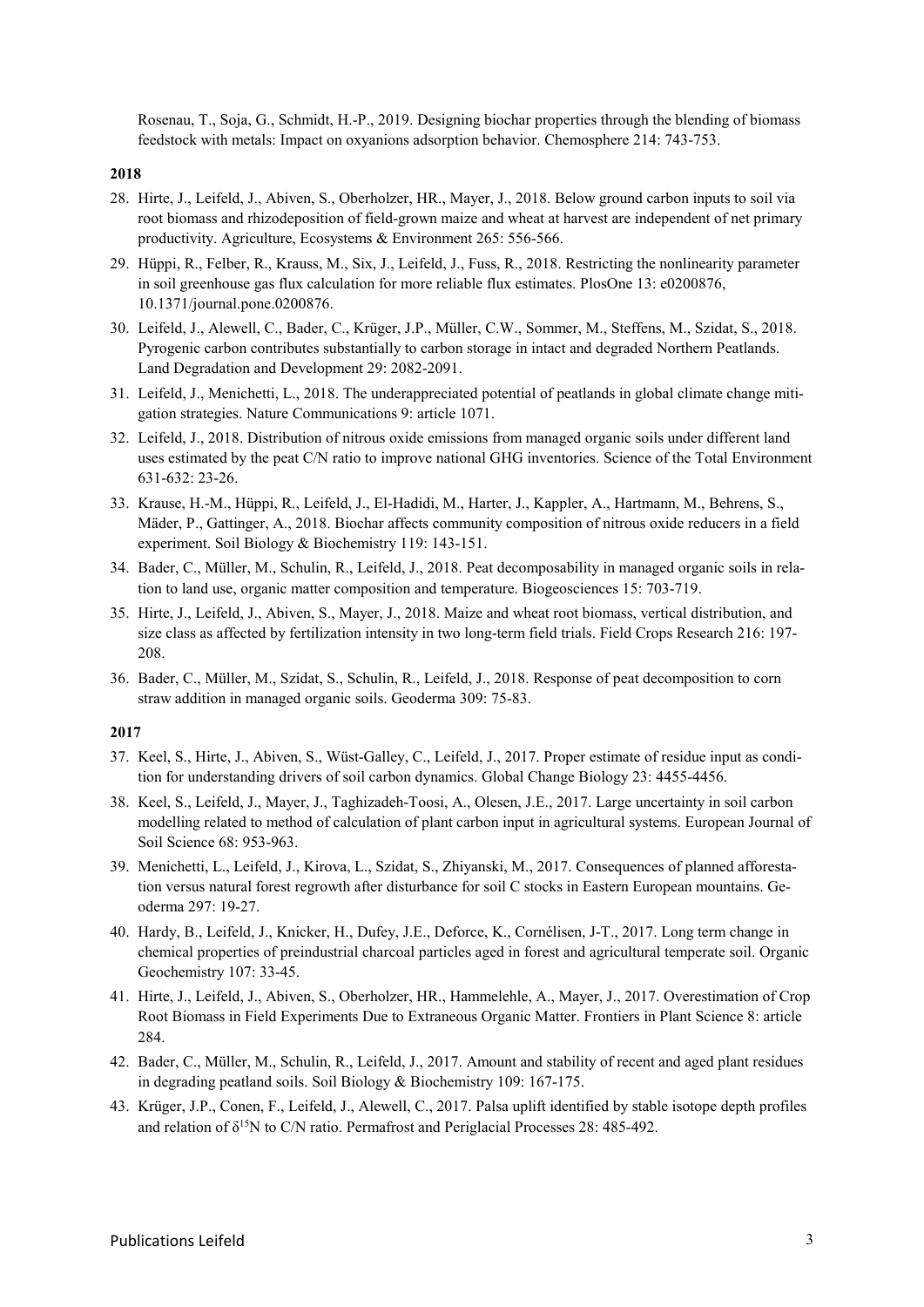Rosenau, T., Soja, G., Schmidt, H.-P., 2019. Designing biochar properties through the blending of biomass feedstock with metals: Impact on oxyanions adsorption behavior. Chemosphere 214: 743-753.

**2018**

28. Hirte, J., Leifeld, J., Abiven, S., Oberholzer, HR., Mayer, J., 2018. Below ground carbon inputs to soil via root biomass and rhizodeposition of field-grown maize and wheat at harvest are independent of net primary productivity. Agriculture, Ecosystems & Environment 265: 556-566.
29. Hüppi, R., Felber, R., Krauss, M., Six, J., Leifeld, J., Fuss, R., 2018. Restricting the nonlinearity parameter in soil greenhouse gas flux calculation for more reliable flux estimates. PlosOne 13: e0200876, 10.1371/journal.pone.0200876.
30. Leifeld, J., Alewell, C., Bader, C., Krüger, J.P., Müller, C.W., Sommer, M., Steffens, M., Szidat, S., 2018. Pyrogenic carbon contributes substantially to carbon storage in intact and degraded Northern Peatlands. Land Degradation and Development 29: 2082-2091.
31. Leifeld, J., Menichetti, L., 2018. The underappreciated potential of peatlands in global climate change mitigation strategies. Nature Communications 9: article 1071.
32. Leifeld, J., 2018. Distribution of nitrous oxide emissions from managed organic soils under different land uses estimated by the peat C/N ratio to improve national GHG inventories. Science of the Total Environment 631-632: 23-26.
33. Krause, H.-M., Hüppi, R., Leifeld, J., El-Hadidi, M., Harter, J., Kappler, A., Hartmann, M., Behrens, S., Mäder, P., Gattinger, A., 2018. Biochar affects community composition of nitrous oxide reducers in a field experiment. Soil Biology & Biochemistry 119: 143-151.
34. Bader, C., Müller, M., Schulin, R., Leifeld, J., 2018. Peat decomposability in managed organic soils in relation to land use, organic matter composition and temperature. Biogeosciences 15: 703-719.
35. Hirte, J., Leifeld, J., Abiven, S., Mayer, J., 2018. Maize and wheat root biomass, vertical distribution, and size class as affected by fertilization intensity in two long-term field trials. Field Crops Research 216: 197-208.
36. Bader, C., Müller, M., Szidat, S., Schulin, R., Leifeld, J., 2018. Response of peat decomposition to corn straw addition in managed organic soils. Geoderma 309: 75-83.

**2017**

37. Keel, S., Hirte, J., Abiven, S., Wüst-Galley, C., Leifeld, J., 2017. Proper estimate of residue input as condition for understanding drivers of soil carbon dynamics. Global Change Biology 23: 4455-4456.
38. Keel, S., Leifeld, J., Mayer, J., Taghizadeh-Toosi, A., Olesen, J.E., 2017. Large uncertainty in soil carbon modelling related to method of calculation of plant carbon input in agricultural systems. European Journal of Soil Science 68: 953-963.
39. Menichetti, L., Leifeld, J., Kirova, L., Szidat, S., Zhiyanski, M., 2017. Consequences of planned afforestation versus natural forest regrowth after disturbance for soil C stocks in Eastern European mountains. Geoderma 297: 19-27.
40. Hardy, B., Leifeld, J., Knicker, H., Dufey, J.E., Deforce, K., Cornélisen, J-T., 2017. Long term change in chemical properties of preindustrial charcoal particles aged in forest and agricultural temperate soil. Organic Geochemistry 107: 33-45.
41. Hirte, J., Leifeld, J., Abiven, S., Oberholzer, HR., Hammelehle, A., Mayer, J., 2017. Overestimation of Crop Root Biomass in Field Experiments Due to Extraneous Organic Matter. Frontiers in Plant Science 8: article 284.
42. Bader, C., Müller, M., Schulin, R., Leifeld, J., 2017. Amount and stability of recent and aged plant residues in degrading peatland soils. Soil Biology & Biochemistry 109: 167-175.
43. Krüger, J.P., Conen, F., Leifeld, J., Alewell, C., 2017. Palsa uplift identified by stable isotope depth profiles and relation of $\delta^{15}N$ to C/N ratio. Permafrost and Periglacial Processes 28: 485-492.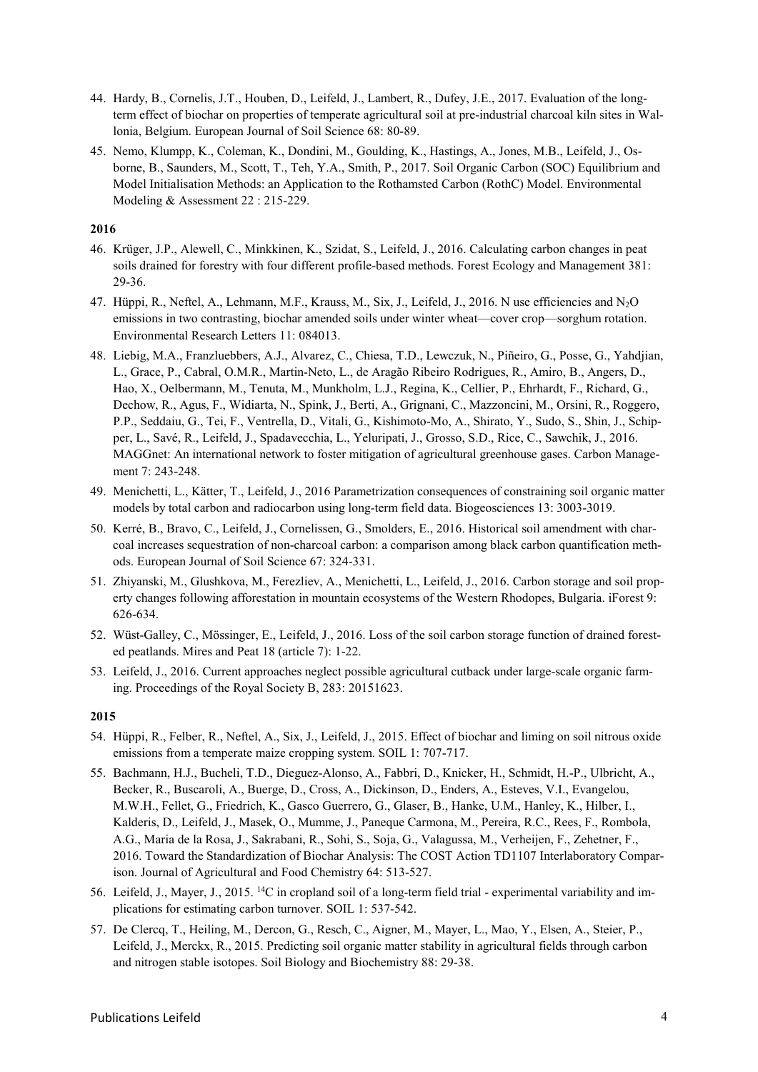44. Hardy, B., Cornelis, J.T., Houben, D., Leifeld, J., Lambert, R., Dufey, J.E., 2017. Evaluation of the long-term effect of biochar on properties of temperate agricultural soil at pre-industrial charcoal kiln sites in Wallonia, Belgium. European Journal of Soil Science 68: 80-89.
45. Nemo, Klumpp, K., Coleman, K., Dondini, M., Goulding, K., Hastings, A., Jones, M.B., Leifeld, J., Osborne, B., Saunders, M., Scott, T., Teh, Y.A., Smith, P., 2017. Soil Organic Carbon (SOC) Equilibrium and Model Initialisation Methods: an Application to the Rothamsted Carbon (RothC) Model. Environmental Modeling & Assessment 22 : 215-229.

**2016**

46. Krüger, J.P., Alewell, C., Minkkinen, K., Szidat, S., Leifeld, J., 2016. Calculating carbon changes in peat soils drained for forestry with four different profile-based methods. Forest Ecology and Management 381: 29-36.
47. Hüppi, R., Neftel, A., Lehmann, M.F., Krauss, M., Six, J., Leifeld, J., 2016. N use efficiencies and $N_2O$ emissions in two contrasting, biochar amended soils under winter wheat—cover crop—sorghum rotation. Environmental Research Letters 11: 084013.
48. Liebig, M.A., Franzluebbers, A.J., Alvarez, C., Chiesa, T.D., Lewczuk, N., Piñeiro, G., Posse, G., Yahdjian, L., Grace, P., Cabral, O.M.R., Martin-Neto, L., de Aragão Ribeiro Rodrigues, R., Amiro, B., Angers, D., Hao, X., Oelbermann, M., Tenuta, M., Munkholm, L.J., Regina, K., Cellier, P., Ehrhardt, F., Richard, G., Dechow, R., Agus, F., Widiarta, N., Spink, J., Berti, A., Grignani, C., Mazzoncini, M., Orsini, R., Roggero, P.P., Seddaiu, G., Tei, F., Ventrella, D., Vitali, G., Kishimoto-Mo, A., Shirato, Y., Sudo, S., Shin, J., Schipper, L., Savé, R., Leifeld, J., Spadavecchia, L., Yeluripati, J., Grosso, S.D., Rice, C., Sawchik, J., 2016. MAGGnet: An international network to foster mitigation of agricultural greenhouse gases. Carbon Management 7: 243-248.
49. Menichetti, L., Kätter, T., Leifeld, J., 2016 Parametrization consequences of constraining soil organic matter models by total carbon and radiocarbon using long-term field data. Biogeosciences 13: 3003-3019.
50. Kerré, B., Bravo, C., Leifeld, J., Cornelissen, G., Smolders, E., 2016. Historical soil amendment with charcoal increases sequestration of non-charcoal carbon: a comparison among black carbon quantification methods. European Journal of Soil Science 67: 324-331.
51. Zhiyanski, M., Glushkova, M., Ferezliev, A., Menichetti, L., Leifeld, J., 2016. Carbon storage and soil property changes following afforestation in mountain ecosystems of the Western Rhodopes, Bulgaria. iForest 9: 626-634.
52. Wüst-Galley, C., Mössinger, E., Leifeld, J., 2016. Loss of the soil carbon storage function of drained forested peatlands. Mires and Peat 18 (article 7): 1-22.
53. Leifeld, J., 2016. Current approaches neglect possible agricultural cutback under large-scale organic farming. Proceedings of the Royal Society B, 283: 20151623.

**2015**

54. Hüppi, R., Felber, R., Neftel, A., Six, J., Leifeld, J., 2015. Effect of biochar and liming on soil nitrous oxide emissions from a temperate maize cropping system. SOIL 1: 707-717.
55. Bachmann, H.J., Bucheli, T.D., Dieguez-Alonso, A., Fabbri, D., Knicker, H., Schmidt, H.-P., Ulbricht, A., Becker, R., Buscaroli, A., Buerge, D., Cross, A., Dickinson, D., Enders, A., Esteves, V.I., Evangelou, M.W.H., Fellet, G., Friedrich, K., Gasco Guerrero, G., Glaser, B., Hanke, U.M., Hanley, K., Hilber, I., Kalderis, D., Leifeld, J., Masek, O., Mumme, J., Paneque Carmona, M., Pereira, R.C., Rees, F., Rombola, A.G., Maria de la Rosa, J., Sakrabani, R., Sohi, S., Soja, G., Valagussa, M., Verheijen, F., Zehetner, F., 2016. Toward the Standardization of Biochar Analysis: The COST Action TD1107 Interlaboratory Comparison. Journal of Agricultural and Food Chemistry 64: 513-527.
56. Leifeld, J., Mayer, J., 2015. $^{14}C$ in cropland soil of a long-term field trial - experimental variability and implications for estimating carbon turnover. SOIL 1: 537-542.
57. De Clercq, T., Heiling, M., Dercon, G., Resch, C., Aigner, M., Mayer, L., Mao, Y., Elsen, A., Steier, P., Leifeld, J., Merckx, R., 2015. Predicting soil organic matter stability in agricultural fields through carbon and nitrogen stable isotopes. Soil Biology and Biochemistry 88: 29-38.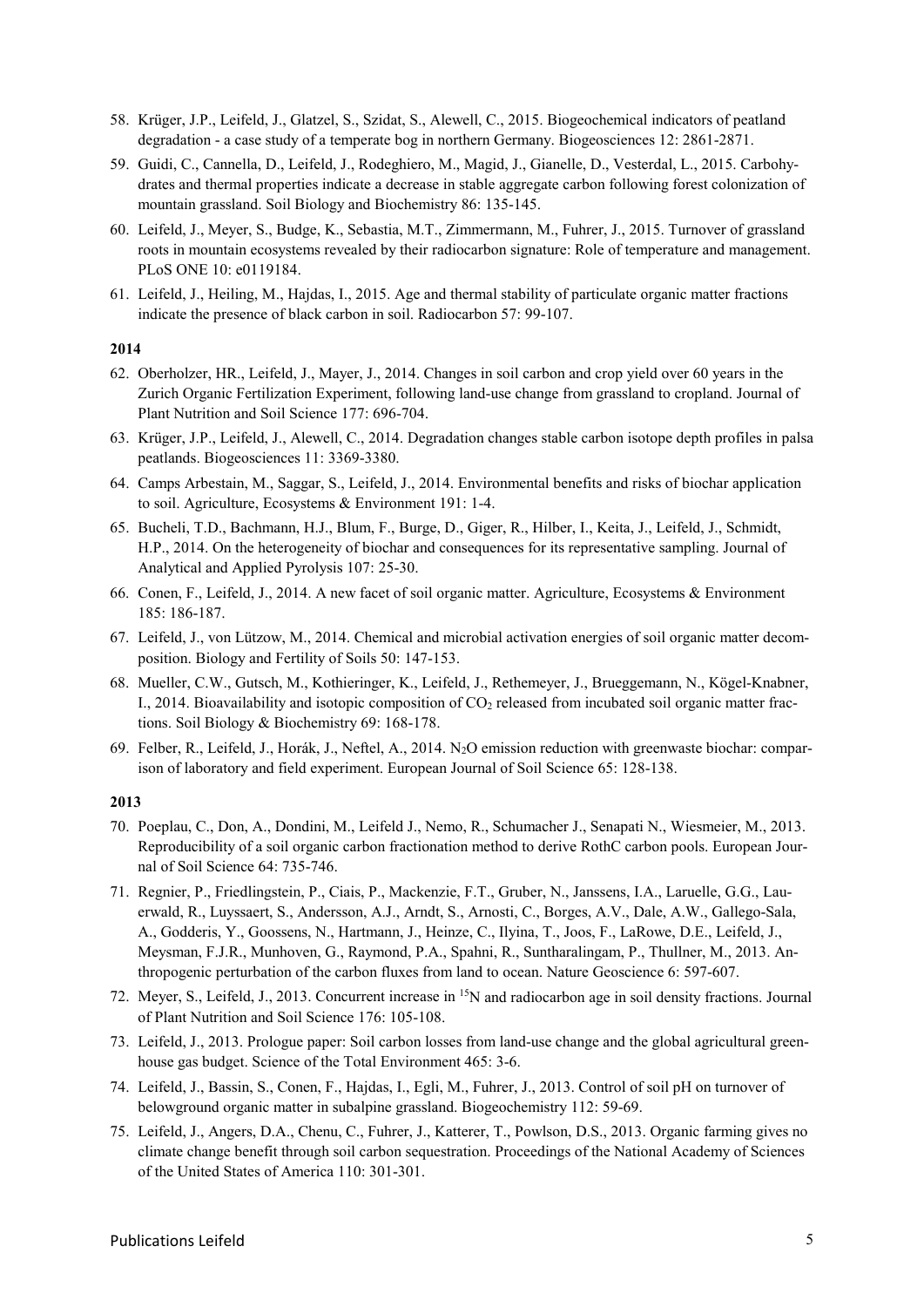58. Krüger, J.P., Leifeld, J., Glatzel, S., Szidat, S., Alewell, C., 2015. Biogeochemical indicators of peatland degradation - a case study of a temperate bog in northern Germany. Biogeosciences 12: 2861-2871.
59. Guidi, C., Cannella, D., Leifeld, J., Rodeghiero, M., Magid, J., Gianelle, D., Vesterdal, L., 2015. Carbohydrates and thermal properties indicate a decrease in stable aggregate carbon following forest colonization of mountain grassland. Soil Biology and Biochemistry 86: 135-145.
60. Leifeld, J., Meyer, S., Budge, K., Sebastia, M.T., Zimmermann, M., Fuhrer, J., 2015. Turnover of grassland roots in mountain ecosystems revealed by their radiocarbon signature: Role of temperature and management. PLoS ONE 10: e0119184.
61. Leifeld, J., Heiling, M., Hajdas, I., 2015. Age and thermal stability of particulate organic matter fractions indicate the presence of black carbon in soil. Radiocarbon 57: 99-107.

**2014**

62. Oberholzer, HR., Leifeld, J., Mayer, J., 2014. Changes in soil carbon and crop yield over 60 years in the Zurich Organic Fertilization Experiment, following land-use change from grassland to cropland. Journal of Plant Nutrition and Soil Science 177: 696-704.
63. Krüger, J.P., Leifeld, J., Alewell, C., 2014. Degradation changes stable carbon isotope depth profiles in palsa peatlands. Biogeosciences 11: 3369-3380.
64. Camps Arbestain, M., Saggar, S., Leifeld, J., 2014. Environmental benefits and risks of biochar application to soil. Agriculture, Ecosystems & Environment 191: 1-4.
65. Bucheli, T.D., Bachmann, H.J., Blum, F., Burge, D., Giger, R., Hilber, I., Keita, J., Leifeld, J., Schmidt, H.P., 2014. On the heterogeneity of biochar and consequences for its representative sampling. Journal of Analytical and Applied Pyrolysis 107: 25-30.
66. Conen, F., Leifeld, J., 2014. A new facet of soil organic matter. Agriculture, Ecosystems & Environment 185: 186-187.
67. Leifeld, J., von Lützow, M., 2014. Chemical and microbial activation energies of soil organic matter decomposition. Biology and Fertility of Soils 50: 147-153.
68. Mueller, C.W., Gutsch, M., Kothieringer, K., Leifeld, J., Rethemeyer, J., Brueggemann, N., Kögel-Knabner, I., 2014. Bioavailability and isotopic composition of $CO_2$ released from incubated soil organic matter fractions. Soil Biology & Biochemistry 69: 168-178.
69. Felber, R., Leifeld, J., Horák, J., Neftel, A., 2014. $N_2O$ emission reduction with greenwaste biochar: comparison of laboratory and field experiment. European Journal of Soil Science 65: 128-138.

**2013**

70. Poeplau, C., Don, A., Dondini, M., Leifeld J., Nemo, R., Schumacher J., Senapati N., Wiesmeier, M., 2013. Reproducibility of a soil organic carbon fractionation method to derive RothC carbon pools. European Journal of Soil Science 64: 735-746.
71. Regnier, P., Friedlingstein, P., Ciais, P., Mackenzie, F.T., Gruber, N., Janssens, I.A., Laruelle, G.G., Lauerwald, R., Luyssaert, S., Andersson, A.J., Arndt, S., Arnosti, C., Borges, A.V., Dale, A.W., Gallego-Sala, A., Godderis, Y., Goossens, N., Hartmann, J., Heinze, C., Ilyina, T., Joos, F., LaRowe, D.E., Leifeld, J., Meysman, F.J.R., Munhoven, G., Raymond, P.A., Spahni, R., Suntharalingam, P., Thullner, M., 2013. Anthropogenic perturbation of the carbon fluxes from land to ocean. Nature Geoscience 6: 597-607.
72. Meyer, S., Leifeld, J., 2013. Concurrent increase in $^{15}N$ and radiocarbon age in soil density fractions. Journal of Plant Nutrition and Soil Science 176: 105-108.
73. Leifeld, J., 2013. Prologue paper: Soil carbon losses from land-use change and the global agricultural greenhouse gas budget. Science of the Total Environment 465: 3-6.
74. Leifeld, J., Bassin, S., Conen, F., Hajdas, I., Egli, M., Fuhrer, J., 2013. Control of soil pH on turnover of belowground organic matter in subalpine grassland. Biogeochemistry 112: 59-69.
75. Leifeld, J., Angers, D.A., Chenu, C., Fuhrer, J., Katterer, T., Powlson, D.S., 2013. Organic farming gives no climate change benefit through soil carbon sequestration. Proceedings of the National Academy of Sciences of the United States of America 110: 301-301.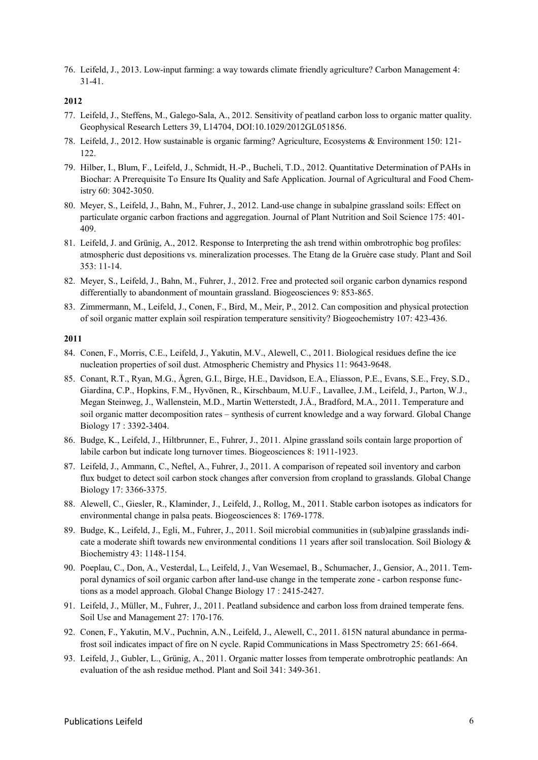76. Leifeld, J., 2013. Low-input farming: a way towards climate friendly agriculture? Carbon Management 4: 31-41.

**2012**

77. Leifeld, J., Steffens, M., Galego-Sala, A., 2012. Sensitivity of peatland carbon loss to organic matter quality. Geophysical Research Letters 39, L14704, DOI:10.1029/2012GL051856.
78. Leifeld, J., 2012. How sustainable is organic farming? Agriculture, Ecosystems & Environment 150: 121-122.
79. Hilber, I., Blum, F., Leifeld, J., Schmidt, H.-P., Bucheli, T.D., 2012. Quantitative Determination of PAHs in Biochar: A Prerequisite To Ensure Its Quality and Safe Application. Journal of Agricultural and Food Chemistry 60: 3042-3050.
80. Meyer, S., Leifeld, J., Bahn, M., Fuhrer, J., 2012. Land-use change in subalpine grassland soils: Effect on particulate organic carbon fractions and aggregation. Journal of Plant Nutrition and Soil Science 175: 401-409.
81. Leifeld, J. and Grünig, A., 2012. Response to Interpreting the ash trend within ombrotrophic bog profiles: atmospheric dust depositions vs. mineralization processes. The Etang de la Gruère case study. Plant and Soil 353: 11-14.
82. Meyer, S., Leifeld, J., Bahn, M., Fuhrer, J., 2012. Free and protected soil organic carbon dynamics respond differentially to abandonment of mountain grassland. Biogeosciences 9: 853-865.
83. Zimmermann, M., Leifeld, J., Conen, F., Bird, M., Meir, P., 2012. Can composition and physical protection of soil organic matter explain soil respiration temperature sensitivity? Biogeochemistry 107: 423-436.

**2011**

84. Conen, F., Morris, C.E., Leifeld, J., Yakutin, M.V., Alewell, C., 2011. Biological residues define the ice nucleation properties of soil dust. Atmospheric Chemistry and Physics 11: 9643-9648.
85. Conant, R.T., Ryan, M.G., Ågren, G.I., Birge, H.E., Davidson, E.A., Eliasson, P.E., Evans, S.E., Frey, S.D., Giardina, C.P., Hopkins, F.M., Hyvönen, R., Kirschbaum, M.U.F., Lavallee, J.M., Leifeld, J., Parton, W.J., Megan Steinweg, J., Wallenstein, M.D., Martin Wetterstedt, J.Å., Bradford, M.A., 2011. Temperature and soil organic matter decomposition rates – synthesis of current knowledge and a way forward. Global Change Biology 17 : 3392-3404.
86. Budge, K., Leifeld, J., Hiltbrunner, E., Fuhrer, J., 2011. Alpine grassland soils contain large proportion of labile carbon but indicate long turnover times. Biogeosciences 8: 1911-1923.
87. Leifeld, J., Ammann, C., Neftel, A., Fuhrer, J., 2011. A comparison of repeated soil inventory and carbon flux budget to detect soil carbon stock changes after conversion from cropland to grasslands. Global Change Biology 17: 3366-3375.
88. Alewell, C., Giesler, R., Klaminder, J., Leifeld, J., Rollog, M., 2011. Stable carbon isotopes as indicators for environmental change in palsa peats. Biogeosciences 8: 1769-1778.
89. Budge, K., Leifeld, J., Egli, M., Fuhrer, J., 2011. Soil microbial communities in (sub)alpine grasslands indicate a moderate shift towards new environmental conditions 11 years after soil translocation. Soil Biology & Biochemistry 43: 1148-1154.
90. Poeplau, C., Don, A., Vesterdal, L., Leifeld, J., Van Wesemael, B., Schumacher, J., Gensior, A., 2011. Temporal dynamics of soil organic carbon after land-use change in the temperate zone - carbon response functions as a model approach. Global Change Biology 17 : 2415-2427.
91. Leifeld, J., Müller, M., Fuhrer, J., 2011. Peatland subsidence and carbon loss from drained temperate fens. Soil Use and Management 27: 170-176.
92. Conen, F., Yakutin, M.V., Puchnin, A.N., Leifeld, J., Alewell, C., 2011. $\delta^{15}N$ natural abundance in permafrost soil indicates impact of fire on N cycle. Rapid Communications in Mass Spectrometry 25: 661-664.
93. Leifeld, J., Gubler, L., Grünig, A., 2011. Organic matter losses from temperate ombrotrophic peatlands: An evaluation of the ash residue method. Plant and Soil 341: 349-361.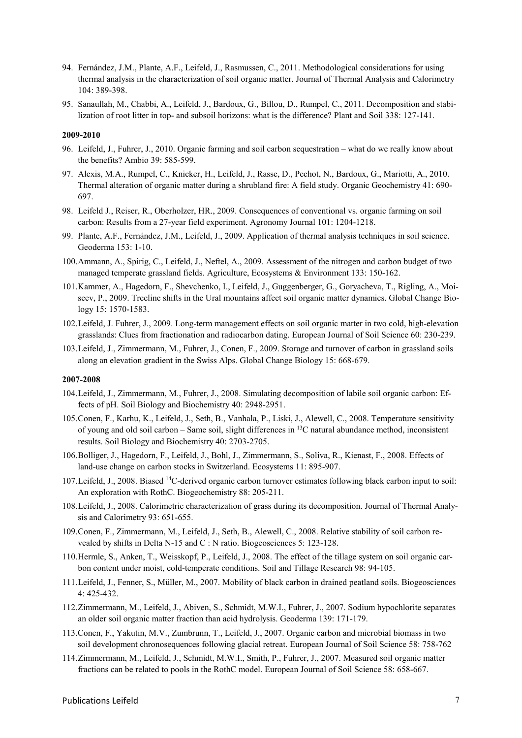94. Fernández, J.M., Plante, A.F., Leifeld, J., Rasmussen, C., 2011. Methodological considerations for using thermal analysis in the characterization of soil organic matter. Journal of Thermal Analysis and Calorimetry 104: 389-398.
95. Sanaullah, M., Chabbi, A., Leifeld, J., Bardoux, G., Billou, D., Rumpel, C., 2011. Decomposition and stabilization of root litter in top- and subsoil horizons: what is the difference? Plant and Soil 338: 127-141.

**2009-2010**

96. Leifeld, J., Fuhrer, J., 2010. Organic farming and soil carbon sequestration – what do we really know about the benefits? Ambio 39: 585-599.
97. Alexis, M.A., Rumpel, C., Knicker, H., Leifeld, J., Rasse, D., Pechot, N., Bardoux, G., Mariotti, A., 2010. Thermal alteration of organic matter during a shrubland fire: A field study. Organic Geochemistry 41: 690-697.
98. Leifeld J., Reiser, R., Oberholzer, HR., 2009. Consequences of conventional vs. organic farming on soil carbon: Results from a 27-year field experiment. Agronomy Journal 101: 1204-1218.
99. Plante, A.F., Fernández, J.M., Leifeld, J., 2009. Application of thermal analysis techniques in soil science. Geoderma 153: 1-10.
100. Ammann, A., Spirig, C., Leifeld, J., Neftel, A., 2009. Assessment of the nitrogen and carbon budget of two managed temperate grassland fields. Agriculture, Ecosystems & Environment 133: 150-162.
101. Kammer, A., Hagedorn, F., Shevchenko, I., Leifeld, J., Guggenberger, G., Goryacheva, T., Rigling, A., Moiseev, P., 2009. Treeline shifts in the Ural mountains affect soil organic matter dynamics. Global Change Biology 15: 1570-1583.
102. Leifeld, J. Fuhrer, J., 2009. Long-term management effects on soil organic matter in two cold, high-elevation grasslands: Clues from fractionation and radiocarbon dating. European Journal of Soil Science 60: 230-239.
103. Leifeld, J., Zimmermann, M., Fuhrer, J., Conen, F., 2009. Storage and turnover of carbon in grassland soils along an elevation gradient in the Swiss Alps. Global Change Biology 15: 668-679.

**2007-2008**

104. Leifeld, J., Zimmermann, M., Fuhrer, J., 2008. Simulating decomposition of labile soil organic carbon: Effects of pH. Soil Biology and Biochemistry 40: 2948-2951.
105. Conen, F., Karhu, K., Leifeld, J., Seth, B., Vanhala, P., Liski, J., Alewell, C., 2008. Temperature sensitivity of young and old soil carbon – Same soil, slight differences in $^{13}C$ natural abundance method, inconsistent results. Soil Biology and Biochemistry 40: 2703-2705.
106. Bolliger, J., Hagedorn, F., Leifeld, J., Bohl, J., Zimmermann, S., Soliva, R., Kienast, F., 2008. Effects of land-use change on carbon stocks in Switzerland. Ecosystems 11: 895-907.
107. Leifeld, J., 2008. Biased $^{14}C$-derived organic carbon turnover estimates following black carbon input to soil: An exploration with RothC. Biogeochemistry 88: 205-211.
108. Leifeld, J., 2008. Calorimetric characterization of grass during its decomposition. Journal of Thermal Analysis and Calorimetry 93: 651-655.
109. Conen, F., Zimmermann, M., Leifeld, J., Seth, B., Alewell, C., 2008. Relative stability of soil carbon revealed by shifts in Delta N-15 and C : N ratio. Biogeosciences 5: 123-128.
110. Hermle, S., Anken, T., Weisskopf, P., Leifeld, J., 2008. The effect of the tillage system on soil organic carbon content under moist, cold-temperate conditions. Soil and Tillage Research 98: 94-105.
111. Leifeld, J., Fenner, S., Müller, M., 2007. Mobility of black carbon in drained peatland soils. Biogeosciences 4: 425-432.
112. Zimmermann, M., Leifeld, J., Abiven, S., Schmidt, M.W.I., Fuhrer, J., 2007. Sodium hypochlorite separates an older soil organic matter fraction than acid hydrolysis. Geoderma 139: 171-179.
113. Conen, F., Yakutin, M.V., Zumbrunn, T., Leifeld, J., 2007. Organic carbon and microbial biomass in two soil development chronosequences following glacial retreat. European Journal of Soil Science 58: 758-762
114. Zimmermann, M., Leifeld, J., Schmidt, M.W.I., Smith, P., Fuhrer, J., 2007. Measured soil organic matter fractions can be related to pools in the RothC model. European Journal of Soil Science 58: 658-667.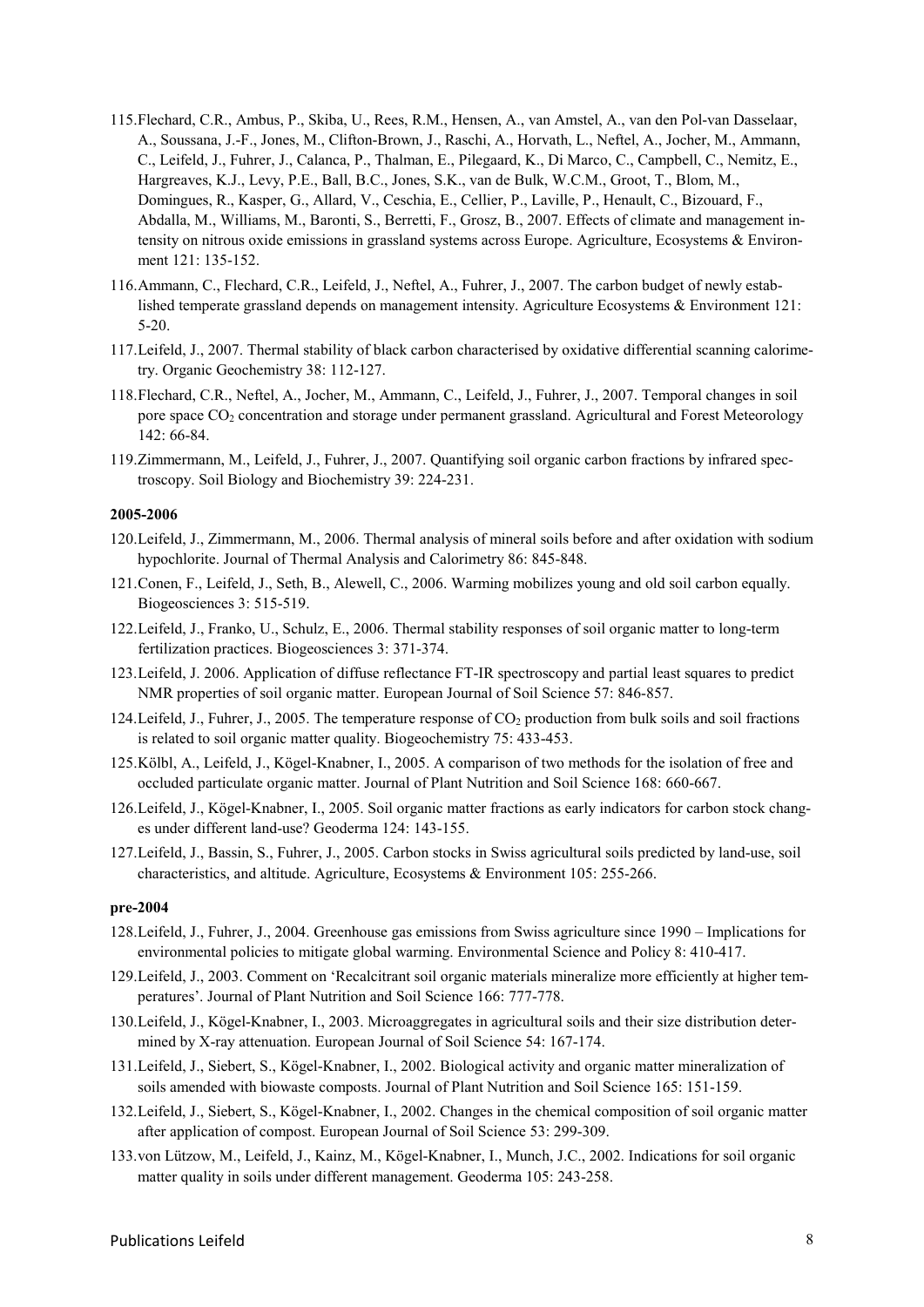115. Flechard, C.R., Ambus, P., Skiba, U., Rees, R.M., Hensen, A., van Amstel, A., van den Pol-van Dasselaar, A., Soussana, J.-F., Jones, M., Clifton-Brown, J., Raschi, A., Horvath, L., Neftel, A., Jocher, M., Ammann, C., Leifeld, J., Fuhrer, J., Calanca, P., Thalman, E., Pilegaard, K., Di Marco, C., Campbell, C., Nemitz, E., Hargreaves, K.J., Levy, P.E., Ball, B.C., Jones, S.K., van de Bulk, W.C.M., Groot, T., Blom, M., Domingues, R., Kasper, G., Allard, V., Ceschia, E., Cellier, P., Laville, P., Henault, C., Bizouard, F., Abdalla, M., Williams, M., Baronti, S., Berretti, F., Grosz, B., 2007. Effects of climate and management intensity on nitrous oxide emissions in grassland systems across Europe. Agriculture, Ecosystems & Environment 121: 135-152.
116. Ammann, C., Flechard, C.R., Leifeld, J., Neftel, A., Fuhrer, J., 2007. The carbon budget of newly established temperate grassland depends on management intensity. Agriculture Ecosystems & Environment 121: 5-20.
117. Leifeld, J., 2007. Thermal stability of black carbon characterised by oxidative differential scanning calorimetry. Organic Geochemistry 38: 112-127.
118. Flechard, C.R., Neftel, A., Jocher, M., Ammann, C., Leifeld, J., Fuhrer, J., 2007. Temporal changes in soil pore space $CO_2$ concentration and storage under permanent grassland. Agricultural and Forest Meteorology 142: 66-84.
119. Zimmermann, M., Leifeld, J., Fuhrer, J., 2007. Quantifying soil organic carbon fractions by infrared spectroscopy. Soil Biology and Biochemistry 39: 224-231.

**2005-2006**

120. Leifeld, J., Zimmermann, M., 2006. Thermal analysis of mineral soils before and after oxidation with sodium hypochlorite. Journal of Thermal Analysis and Calorimetry 86: 845-848.
121. Conen, F., Leifeld, J., Seth, B., Alewell, C., 2006. Warming mobilizes young and old soil carbon equally. Biogeosciences 3: 515-519.
122. Leifeld, J., Franko, U., Schulz, E., 2006. Thermal stability responses of soil organic matter to long-term fertilization practices. Biogeosciences 3: 371-374.
123. Leifeld, J. 2006. Application of diffuse reflectance FT-IR spectroscopy and partial least squares to predict NMR properties of soil organic matter. European Journal of Soil Science 57: 846-857.
124. Leifeld, J., Fuhrer, J., 2005. The temperature response of $CO_2$ production from bulk soils and soil fractions is related to soil organic matter quality. Biogeochemistry 75: 433-453.
125. Kölbl, A., Leifeld, J., Kögel-Knabner, I., 2005. A comparison of two methods for the isolation of free and occluded particulate organic matter. Journal of Plant Nutrition and Soil Science 168: 660-667.
126. Leifeld, J., Kögel-Knabner, I., 2005. Soil organic matter fractions as early indicators for carbon stock changes under different land-use? Geoderma 124: 143-155.
127. Leifeld, J., Bassin, S., Fuhrer, J., 2005. Carbon stocks in Swiss agricultural soils predicted by land-use, soil characteristics, and altitude. Agriculture, Ecosystems & Environment 105: 255-266.

**pre-2004**

128. Leifeld, J., Fuhrer, J., 2004. Greenhouse gas emissions from Swiss agriculture since 1990 – Implications for environmental policies to mitigate global warming. Environmental Science and Policy 8: 410-417.
129. Leifeld, J., 2003. Comment on 'Recalcitrant soil organic materials mineralize more efficiently at higher temperatures'. Journal of Plant Nutrition and Soil Science 166: 777-778.
130. Leifeld, J., Kögel-Knabner, I., 2003. Microaggregates in agricultural soils and their size distribution determined by X-ray attenuation. European Journal of Soil Science 54: 167-174.
131. Leifeld, J., Siebert, S., Kögel-Knabner, I., 2002. Biological activity and organic matter mineralization of soils amended with biowaste composts. Journal of Plant Nutrition and Soil Science 165: 151-159.
132. Leifeld, J., Siebert, S., Kögel-Knabner, I., 2002. Changes in the chemical composition of soil organic matter after application of compost. European Journal of Soil Science 53: 299-309.
133. von Lützow, M., Leifeld, J., Kainz, M., Kögel-Knabner, I., Munch, J.C., 2002. Indications for soil organic matter quality in soils under different management. Geoderma 105: 243-258.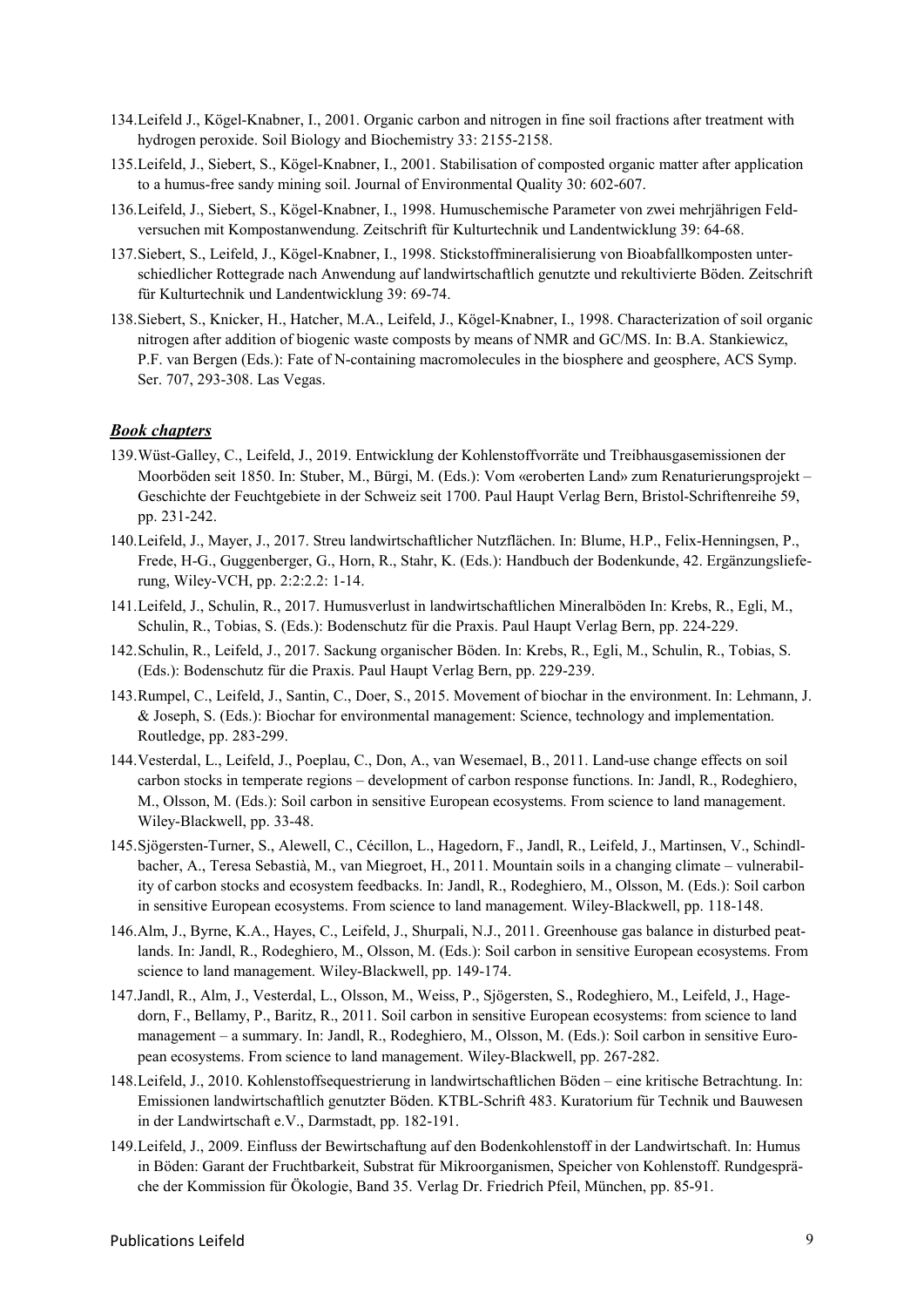134. Leifeld J., Kögel-Knabner, I., 2001. Organic carbon and nitrogen in fine soil fractions after treatment with hydrogen peroxide. Soil Biology and Biochemistry 33: 2155-2158.
135. Leifeld, J., Siebert, S., Kögel-Knabner, I., 2001. Stabilisation of composted organic matter after application to a humus-free sandy mining soil. Journal of Environmental Quality 30: 602-607.
136. Leifeld, J., Siebert, S., Kögel-Knabner, I., 1998. Humuschemische Parameter von zwei mehrjährigen Feldversuchen mit Kompostanwendung. Zeitschrift für Kulturtechnik und Landentwicklung 39: 64-68.
137. Siebert, S., Leifeld, J., Kögel-Knabner, I., 1998. Stickstoffmineralisierung von Bioabfallkompostenunterschiedlicher Rottegrade nach Anwendung auf landwirtschaftlich genutzte und rekultivierte Böden. Zeitschrift für Kulturtechnik und Landentwicklung 39: 69-74.
138. Siebert, S., Knicker, H., Hatcher, M.A., Leifeld, J., Kögel-Knabner, I., 1998. Characterization of soil organic nitrogen after addition of biogenic waste composts by means of NMR and GC/MS. In: B.A. Stankiewicz, P.F. van Bergen (Eds.): Fate of N-containing macromolecules in the biosphere and geosphere, ACS Symp. Ser. 707, 293-308. Las Vegas.

## ***Book chapters***

139. Wüst-Galley, C., Leifeld, J., 2019. Entwicklung der Kohlenstoffvorräte und Treibhausgasemissionen der Moorböden seit 1850. In: Stuber, M., Bürgi, M. (Eds.): Vom «eroberten Land» zum Renaturierungsprojekt – Geschichte der Feuchtgebiete in der Schweiz seit 1700. Paul Haupt Verlag Bern, Bristol-Schriftenreihe 59, pp. 231-242.
140. Leifeld, J., Mayer, J., 2017. Streu landwirtschaftlicher Nutzflächen. In: Blume, H.P., Felix-Henningsen, P., Frede, H-G., Guggenberger, G., Horn, R., Stahr, K. (Eds.): Handbuch der Bodenkunde, 42. Ergänzungslieferung, Wiley-VCH, pp. 2:2:2.2: 1-14.
141. Leifeld, J., Schulin, R., 2017. Humusverlust in landwirtschaftlichen Mineralböden In: Krebs, R., Egli, M., Schulin, R., Tobias, S. (Eds.): Bodenschutz für die Praxis. Paul Haupt Verlag Bern, pp. 224-229.
142. Schulin, R., Leifeld, J., 2017. Sackung organischer Böden. In: Krebs, R., Egli, M., Schulin, R., Tobias, S. (Eds.): Bodenschutz für die Praxis. Paul Haupt Verlag Bern, pp. 229-239.
143. Rumpel, C., Leifeld, J., Santin, C., Doer, S., 2015. Movement of biochar in the environment. In: Lehmann, J. & Joseph, S. (Eds.): Biochar for environmental management: Science, technology and implementation. Routledge, pp. 283-299.
144. Vesterdal, L., Leifeld, J., Poeplau, C., Don, A., van Wesemael, B., 2011. Land-use change effects on soil carbon stocks in temperate regions – development of carbon response functions. In: Jandl, R., Rodeghiero, M., Olsson, M. (Eds.): Soil carbon in sensitive European ecosystems. From science to land management. Wiley-Blackwell, pp. 33-48.
145. Sjögersten-Turner, S., Alewell, C., Cécillon, L., Hagedorn, F., Jandl, R., Leifeld, J., Martinsen, V., Schindlbacher, A., Teresa Sebastià, M., van Miegroet, H., 2011. Mountain soils in a changing climate – vulnerability of carbon stocks and ecosystem feedbacks. In: Jandl, R., Rodeghiero, M., Olsson, M. (Eds.): Soil carbon in sensitive European ecosystems. From science to land management. Wiley-Blackwell, pp. 118-148.
146. Alm, J., Byrne, K.A., Hayes, C., Leifeld, J., Shurpali, N.J., 2011. Greenhouse gas balance in disturbed peatlands. In: Jandl, R., Rodeghiero, M., Olsson, M. (Eds.): Soil carbon in sensitive European ecosystems. From science to land management. Wiley-Blackwell, pp. 149-174.
147. Jandl, R., Alm, J., Vesterdal, L., Olsson, M., Weiss, P., Sjögersten, S., Rodeghiero, M., Leifeld, J., Hagedorn, F., Bellamy, P., Baritz, R., 2011. Soil carbon in sensitive European ecosystems: from science to land management – a summary. In: Jandl, R., Rodeghiero, M., Olsson, M. (Eds.): Soil carbon in sensitive European ecosystems. From science to land management. Wiley-Blackwell, pp. 267-282.
148. Leifeld, J., 2010. Kohlenstoffsequestrierung in landwirtschaftlichen Böden – eine kritische Betrachtung. In: Emissionen landwirtschaftlich genutzter Böden. KTBL-Schrift 483. Kuratorium für Technik und Bauwesen in der Landwirtschaft e.V., Darmstadt, pp. 182-191.
149. Leifeld, J., 2009. Einfluss der Bewirtschaftung auf den Bodenkohlenstoff in der Landwirtschaft. In: Humus in Böden: Garant der Fruchtbarkeit, Substrat für Mikroorganismen, Speicher von Kohlenstoff. Rundgespräche der Kommission für Ökologie, Band 35. Verlag Dr. Friedrich Pfeil, München, pp. 85-91.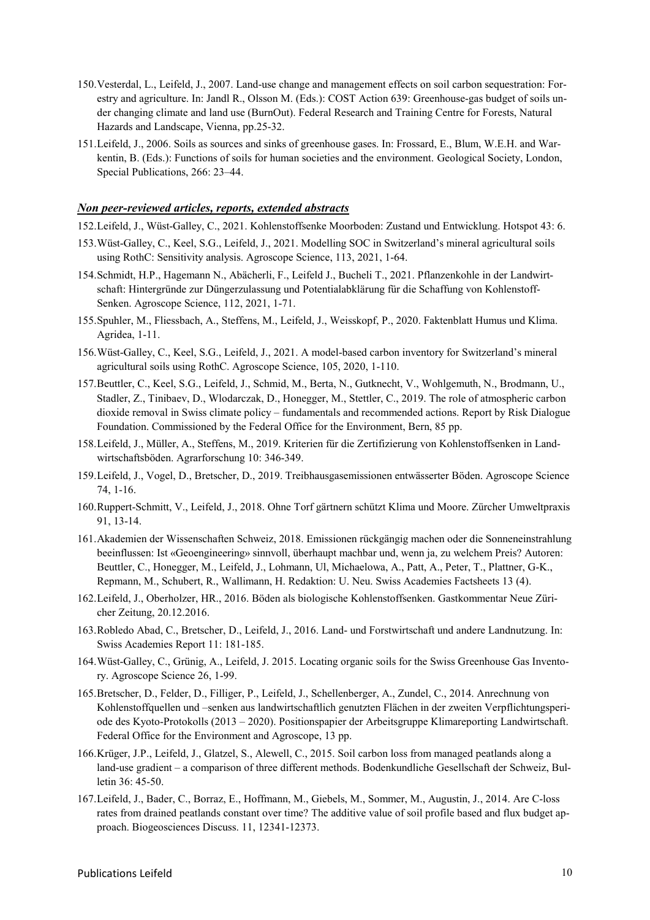150. Vesterdal, L., Leifeld, J., 2007. Land-use change and management effects on soil carbon sequestration: Forestry and agriculture. In: Jandl R., Olsson M. (Eds.): COST Action 639: Greenhouse-gas budget of soils under changing climate and land use (BurnOut). Federal Research and Training Centre for Forests, Natural Hazards and Landscape, Vienna, pp.25-32.

151. Leifeld, J., 2006. Soils as sources and sinks of greenhouse gases. In: Frossard, E., Blum, W.E.H. and Warkentin, B. (Eds.): Functions of soils for human societies and the environment. Geological Society, London, Special Publications, 266: 23–44.

### ***Non peer-reviewed articles, reports, extended abstracts***

152. Leifeld, J., Wüst-Galley, C., 2021. Kohlenstoffsenke Moorboden: Zustand und Entwicklung. Hotspot 43: 6.

153. Wüst-Galley, C., Keel, S.G., Leifeld, J., 2021. Modelling SOC in Switzerland's mineral agricultural soils using RothC: Sensitivity analysis. Agroscope Science, 113, 2021, 1-64.

154. Schmidt, H.P., Hagemann N., Abächerli, F., Leifeld J., Bucheli T., 2021. Pflanzenkohle in der Landwirtschaft: Hintergründe zur Düngerzulassung und Potentialabklärung für die Schaffung von Kohlenstoff-Senken. Agroscope Science, 112, 2021, 1-71.

155. Spuhler, M., Fliessbach, A., Steffens, M., Leifeld, J., Weisskopf, P., 2020. Faktenblatt Humus und Klima. Agridea, 1-11.

156. Wüst-Galley, C., Keel, S.G., Leifeld, J., 2021. A model-based carbon inventory for Switzerland's mineral agricultural soils using RothC. Agroscope Science, 105, 2020, 1-110.

157. Beuttler, C., Keel, S.G., Leifeld, J., Schmid, M., Berta, N., Gutknecht, V., Wohlgemuth, N., Brodmann, U., Stadler, Z., Tinibaev, D., Wlodarczak, D., Honegger, M., Stettler, C., 2019. The role of atmospheric carbon dioxide removal in Swiss climate policy – fundamentals and recommended actions. Report by Risk Dialogue Foundation. Commissioned by the Federal Office for the Environment, Bern, 85 pp.

158. Leifeld, J., Müller, A., Steffens, M., 2019. Kriterien für die Zertifizierung von Kohlenstoffsenken in Landwirtschaftsböden. Agrarforschung 10: 346-349.

159. Leifeld, J., Vogel, D., Bretscher, D., 2019. Treibhausgasemissionen entwässerter Böden. Agroscope Science 74, 1-16.

160. Ruppert-Schmitt, V., Leifeld, J., 2018. Ohne Torf gärtnern schützt Klima und Moore. Zürcher Umweltpraxis 91, 13-14.

161. Akademien der Wissenschaften Schweiz, 2018. Emissionen rückgängig machen oder die Sonneneinstrahlung beeinflussen: Ist «Geoengineering» sinnvoll, überhaupt machbar und, wenn ja, zu welchem Preis? Autoren: Beuttler, C., Honegger, M., Leifeld, J., Lohmann, Ul, Michaelowa, A., Patt, A., Peter, T., Plattner, G-K., Repmann, M., Schubert, R., Wallimann, H. Redaktion: U. Neu. Swiss Academies Factsheets 13 (4).

162. Leifeld, J., Oberholzer, HR., 2016. Böden als biologische Kohlenstoffsenken. Gastkommentar Neue Züricher Zeitung, 20.12.2016.

163. Robledo Abad, C., Bretscher, D., Leifeld, J., 2016. Land- und Forstwirtschaft und andere Landnutzung. In: Swiss Academies Report 11: 181-185.

164. Wüst-Galley, C., Grünig, A., Leifeld, J. 2015. Locating organic soils for the Swiss Greenhouse Gas Inventory. Agroscope Science 26, 1-99.

165. Bretscher, D., Felder, D., Filliger, P., Leifeld, J., Schellenberger, A., Zundel, C., 2014. Anrechnung von Kohlenstoffquellen und –senken aus landwirtschaftlich genutzten Flächen in der zweiten Verpflichtungsperiode des Kyoto-Protokolls (2013 – 2020). Positionspapier der Arbeitsgruppe Klimareporting Landwirtschaft. Federal Office for the Environment and Agroscope, 13 pp.

166. Krüger, J.P., Leifeld, J., Glatzel, S., Alewell, C., 2015. Soil carbon loss from managed peatlands along a land-use gradient – a comparison of three different methods. Bodenkundliche Gesellschaft der Schweiz, Bulletin 36: 45-50.

167. Leifeld, J., Bader, C., Borraz, E., Hoffmann, M., Giebels, M., Sommer, M., Augustin, J., 2014. Are C-loss rates from drained peatlands constant over time? The additive value of soil profile based and flux budget approach. Biogeosciences Discuss. 11, 12341-12373.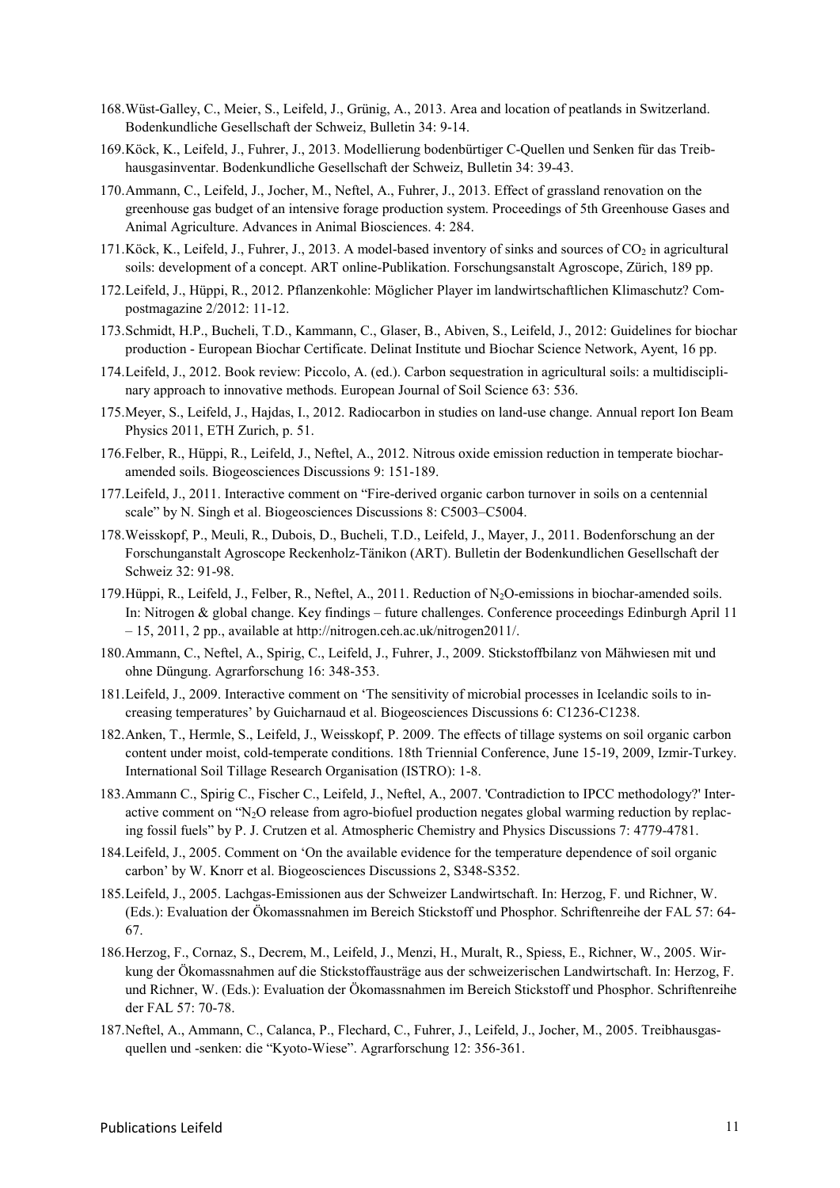168. Wüst-Galley, C., Meier, S., Leifeld, J., Grünig, A., 2013. Area and location of peatlands in Switzerland. Bodenkundliche Gesellschaft der Schweiz, Bulletin 34: 9-14.
169. Köck, K., Leifeld, J., Fuhrer, J., 2013. Modellierung bodenbürtiger C-Quellen und Senken für das Treibhausgasinventar. Bodenkundliche Gesellschaft der Schweiz, Bulletin 34: 39-43.
170. Ammann, C., Leifeld, J., Jocher, M., Neftel, A., Fuhrer, J., 2013. Effect of grassland renovation on the greenhouse gas budget of an intensive forage production system. Proceedings of 5th Greenhouse Gases and Animal Agriculture. Advances in Animal Biosciences. 4: 284.
171. Köck, K., Leifeld, J., Fuhrer, J., 2013. A model-based inventory of sinks and sources of $CO_2$ in agricultural soils: development of a concept. ART online-Publikation. Forschungsanstalt Agroscope, Zürich, 189 pp.
172. Leifeld, J., Hüppi, R., 2012. Pflanzenkohle: Möglicher Player im landwirtschaftlichen Klimaschutz? Compostmagazine 2/2012: 11-12.
173. Schmidt, H.P., Bucheli, T.D., Kammann, C., Glaser, B., Abiven, S., Leifeld, J., 2012: Guidelines for biochar production - European Biochar Certificate. Delinat Institute und Biochar Science Network, Ayent, 16 pp.
174. Leifeld, J., 2012. Book review: Piccolo, A. (ed.). Carbon sequestration in agricultural soils: a multidisciplinary approach to innovative methods. European Journal of Soil Science 63: 536.
175. Meyer, S., Leifeld, J., Hajdas, I., 2012. Radiocarbon in studies on land-use change. Annual report Ion Beam Physics 2011, ETH Zurich, p. 51.
176. Felber, R., Hüppi, R., Leifeld, J., Neftel, A., 2012. Nitrous oxide emission reduction in temperate biochar-amended soils. Biogeosciences Discussions 9: 151-189.
177. Leifeld, J., 2011. Interactive comment on "Fire-derived organic carbon turnover in soils on a centennial scale" by N. Singh et al. Biogeosciences Discussions 8: C5003–C5004.
178. Weisskopf, P., Meuli, R., Dubois, D., Bucheli, T.D., Leifeld, J., Mayer, J., 2011. Bodenforschung an der Forschunganstalt Agroscope Reckenholz-Tänikon (ART). Bulletin der Bodenkundlichen Gesellschaft der Schweiz 32: 91-98.
179. Hüppi, R., Leifeld, J., Felber, R., Neftel, A., 2011. Reduction of $N_2O$-emissions in biochar-amended soils. In: Nitrogen & global change. Key findings – future challenges. Conference proceedings Edinburgh April 11 – 15, 2011, 2 pp., available at http://nitrogen.ceh.ac.uk/nitrogen2011/.
180. Ammann, C., Neftel, A., Spirig, C., Leifeld, J., Fuhrer, J., 2009. Stickstoffbilanz von Mähwiesen mit und ohne Düngung. Agrarforschung 16: 348-353.
181. Leifeld, J., 2009. Interactive comment on 'The sensitivity of microbial processes in Icelandic soils to increasing temperatures' by Guicharnaud et al. Biogeosciences Discussions 6: C1236-C1238.
182. Anken, T., Hermle, S., Leifeld, J., Weisskopf, P. 2009. The effects of tillage systems on soil organic carbon content under moist, cold-temperate conditions. 18th Triennial Conference, June 15-19, 2009, Izmir-Turkey. International Soil Tillage Research Organisation (ISTRO): 1-8.
183. Ammann C., Spirig C., Fischer C., Leifeld, J., Neftel, A., 2007. 'Contradiction to IPCC methodology?' Interactive comment on "$N_2O$ release from agro-biofuel production negates global warming reduction by replacing fossil fuels" by P. J. Crutzen et al. Atmospheric Chemistry and Physics Discussions 7: 4779-4781.
184. Leifeld, J., 2005. Comment on 'On the available evidence for the temperature dependence of soil organic carbon' by W. Knorr et al. Biogeosciences Discussions 2, S348-S352.
185. Leifeld, J., 2005. Lachgas-Emissionen aus der Schweizer Landwirtschaft. In: Herzog, F. und Richner, W. (Eds.): Evaluation der Ökomassnahmen im Bereich Stickstoff und Phosphor. Schriftenreihe der FAL 57: 64-67.
186. Herzog, F., Cornaz, S., Decrem, M., Leifeld, J., Menzi, H., Muralt, R., Spiess, E., Richner, W., 2005. Wirkung der Ökomassnahmen auf die Stickstoffausträge aus der schweizerischen Landwirtschaft. In: Herzog, F. und Richner, W. (Eds.): Evaluation der Ökomassnahmen im Bereich Stickstoff und Phosphor. Schriftenreihe der FAL 57: 70-78.
187. Neftel, A., Ammann, C., Calanca, P., Flechard, C., Fuhrer, J., Leifeld, J., Jocher, M., 2005. Treibhausgasquellen und -senken: die "Kyoto-Wiese". Agrarforschung 12: 356-361.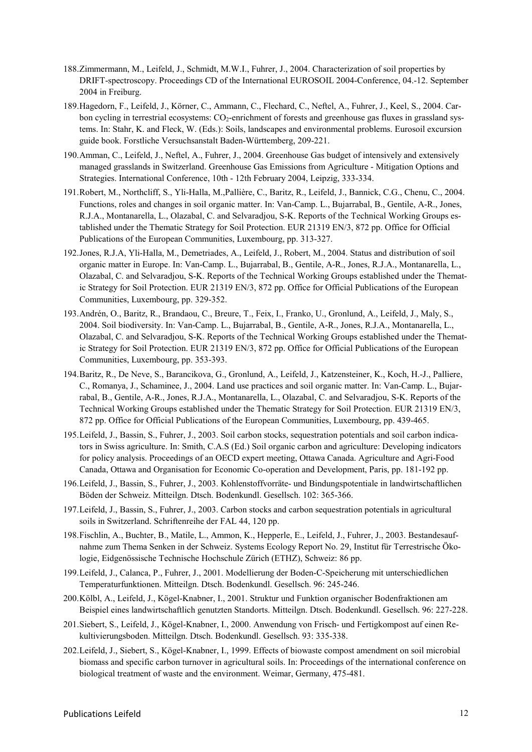188. Zimmermann, M., Leifeld, J., Schmidt, M.W.I., Fuhrer, J., 2004. Characterization of soil properties by DRIFT-spectroscopy. Proceedings CD of the International EUROSOIL 2004-Conference, 04.-12. September 2004 in Freiburg.

189. Hagedorn, F., Leifeld, J., Körner, C., Ammann, C., Flechard, C., Neftel, A., Fuhrer, J., Keel, S., 2004. Carbon cycling in terrestrial ecosystems: $CO_2$-enrichment of forests and greenhouse gas fluxes in grassland systems. In: Stahr, K. and Fleck, W. (Eds.): Soils, landscapes and environmental problems. Eurosoil excursion guide book. Forstliche Versuchsanstalt Baden-Württemberg, 209-221.

190. Amman, C., Leifeld, J., Neftel, A., Fuhrer, J., 2004. Greenhouse Gas budget of intensively and extensively managed grasslands in Switzerland. Greenhouse Gas Emissions from Agriculture - Mitigation Options and Strategies. International Conference, 10th - 12th February 2004, Leipzig, 333-334.

191. Robert, M., Northcliff, S., Yli-Halla, M.,Pallière, C., Baritz, R., Leifeld, J., Bannick, C.G., Chenu, C., 2004. Functions, roles and changes in soil organic matter. In: Van-Camp. L., Bujarrabal, B., Gentile, A-R., Jones, R.J.A., Montanarella, L., Olazabal, C. and Selvaradjou, S-K. Reports of the Technical Working Groups established under the Thematic Strategy for Soil Protection. EUR 21319 EN/3, 872 pp. Office for Official Publications of the European Communities, Luxembourg, pp. 313-327.

192. Jones, R.J.A, Yli-Halla, M., Demetriades, A., Leifeld, J., Robert, M., 2004. Status and distribution of soil organic matter in Europe. In: Van-Camp. L., Bujarrabal, B., Gentile, A-R., Jones, R.J.A., Montanarella, L., Olazabal, C. and Selvaradjou, S-K. Reports of the Technical Working Groups established under the Thematic Strategy for Soil Protection. EUR 21319 EN/3, 872 pp. Office for Official Publications of the European Communities, Luxembourg, pp. 329-352.

193. Andrén, O., Baritz, R., Brandaou, C., Breure, T., Feix, I., Franko, U., Gronlund, A., Leifeld, J., Maly, S., 2004. Soil biodiversity. In: Van-Camp. L., Bujarrabal, B., Gentile, A-R., Jones, R.J.A., Montanarella, L., Olazabal, C. and Selvaradjou, S-K. Reports of the Technical Working Groups established under the Thematic Strategy for Soil Protection. EUR 21319 EN/3, 872 pp. Office for Official Publications of the European Communities, Luxembourg, pp. 353-393.

194. Baritz, R., De Neve, S., Barancikova, G., Gronlund, A., Leifeld, J., Katzensteiner, K., Koch, H.-J., Palliere, C., Romanya, J., Schaminee, J., 2004. Land use practices and soil organic matter. In: Van-Camp. L., Bujarrabal, B., Gentile, A-R., Jones, R.J.A., Montanarella, L., Olazabal, C. and Selvaradjou, S-K. Reports of the Technical Working Groups established under the Thematic Strategy for Soil Protection. EUR 21319 EN/3, 872 pp. Office for Official Publications of the European Communities, Luxembourg, pp. 439-465.

195. Leifeld, J., Bassin, S., Fuhrer, J., 2003. Soil carbon stocks, sequestration potentials and soil carbon indicators in Swiss agriculture. In: Smith, C.A.S (Ed.) Soil organic carbon and agriculture: Developing indicators for policy analysis. Proceedings of an OECD expert meeting, Ottawa Canada. Agriculture and Agri-Food Canada, Ottawa and Organisation for Economic Co-operation and Development, Paris, pp. 181-192 pp.

196. Leifeld, J., Bassin, S., Fuhrer, J., 2003. Kohlenstoffvorräte- und Bindungspotentiale in landwirtschaftlichen Böden der Schweiz. Mitteilgn. Dtsch. Bodenkundl. Gesellsch. 102: 365-366.

197. Leifeld, J., Bassin, S., Fuhrer, J., 2003. Carbon stocks and carbon sequestration potentials in agricultural soils in Switzerland. Schriftenreihe der FAL 44, 120 pp.

198. Fischlin, A., Buchter, B., Matile, L., Ammon, K., Hepperle, E., Leifeld, J., Fuhrer, J., 2003. Bestandesaufnahme zum Thema Senken in der Schweiz. Systems Ecology Report No. 29, Institut für Terrestrische Ökologie, Eidgenössische Technische Hochschule Zürich (ETHZ), Schweiz: 86 pp.

199. Leifeld, J., Calanca, P., Fuhrer, J., 2001. Modellierung der Boden-C-Speicherung mit unterschiedlichen Temperaturfunktionen. Mitteilgn. Dtsch. Bodenkundl. Gesellsch. 96: 245-246.

200. Kölbl, A., Leifeld, J., Kögel-Knabner, I., 2001. Struktur und Funktion organischer Bodenfraktionen am Beispiel eines landwirtschaftlich genutzten Standorts. Mitteilgn. Dtsch. Bodenkundl. Gesellsch. 96: 227-228.

201. Siebert, S., Leifeld, J., Kögel-Knabner, I., 2000. Anwendung von Frisch- und Fertigkompost auf einen Rekultivierungsboden. Mitteilgn. Dtsch. Bodenkundl. Gesellsch. 93: 335-338.

202. Leifeld, J., Siebert, S., Kögel-Knabner, I., 1999. Effects of biowaste compost amendment on soil microbial biomass and specific carbon turnover in agricultural soils. In: Proceedings of the international conference on biological treatment of waste and the environment. Weimar, Germany, 475-481.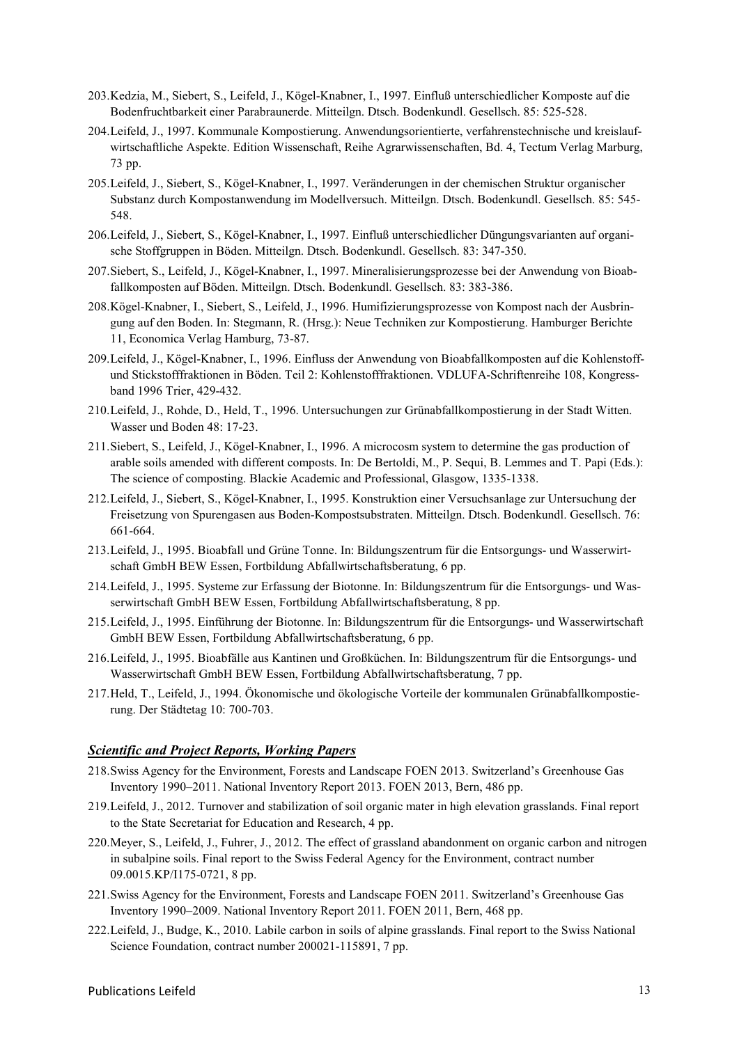203. Kedzia, M., Siebert, S., Leifeld, J., Kögel-Knabner, I., 1997. Einfluß unterschiedlicher Komposte auf die Bodenfruchtbarkeit einer Parabraunerde. Mitteilgn. Dtsch. Bodenkundl. Gesellsch. 85: 525-528.

204. Leifeld, J., 1997. Kommunale Kompostierung. Anwendungsorientierte, verfahrenstechnische und kreislaufwirtschaftliche Aspekte. Edition Wissenschaft, Reihe Agrarwissenschaften, Bd. 4, Tectum Verlag Marburg, 73 pp.

205. Leifeld, J., Siebert, S., Kögel-Knabner, I., 1997. Veränderungen in der chemischen Struktur organischer Substanz durch Kompostanwendung im Modellversuch. Mitteilgn. Dtsch. Bodenkundl. Gesellsch. 85: 545-548.

206. Leifeld, J., Siebert, S., Kögel-Knabner, I., 1997. Einfluß unterschiedlicher Düngungsvarianten auf organische Stoffgruppen in Böden. Mitteilgn. Dtsch. Bodenkundl. Gesellsch. 83: 347-350.

207. Siebert, S., Leifeld, J., Kögel-Knabner, I., 1997. Mineralisierungsprozesse bei der Anwendung von Bioabfallkomposten auf Böden. Mitteilgn. Dtsch. Bodenkundl. Gesellsch. 83: 383-386.

208. Kögel-Knabner, I., Siebert, S., Leifeld, J., 1996. Humifizierungsprozesse von Kompost nach der Ausbringung auf den Boden. In: Stegmann, R. (Hrsg.): Neue Techniken zur Kompostierung. Hamburger Berichte 11, Economica Verlag Hamburg, 73-87.

209. Leifeld, J., Kögel-Knabner, I., 1996. Einfluss der Anwendung von Bioabfallkomposten auf die Kohlenstoff- und Stickstofffraktionen in Böden. Teil 2: Kohlenstofffraktionen. VDLUFA-Schriftenreihe 108, Kongressband 1996 Trier, 429-432.

210. Leifeld, J., Rohde, D., Held, T., 1996. Untersuchungen zur Grünabfallkompostierung in der Stadt Witten. Wasser und Boden 48: 17-23.

211. Siebert, S., Leifeld, J., Kögel-Knabner, I., 1996. A microcosm system to determine the gas production of arable soils amended with different composts. In: De Bertoldi, M., P. Sequi, B. Lemmes and T. Papi (Eds.): The science of composting. Blackie Academic and Professional, Glasgow, 1335-1338.

212. Leifeld, J., Siebert, S., Kögel-Knabner, I., 1995. Konstruktion einer Versuchsanlage zur Untersuchung der Freisetzung von Spurengasen aus Boden-Kompostsubstraten. Mitteilgn. Dtsch. Bodenkundl. Gesellsch. 76: 661-664.

213. Leifeld, J., 1995. Bioabfall und Grüne Tonne. In: Bildungszentrum für die Entsorgungs- und Wasserwirtschaft GmbH BEW Essen, Fortbildung Abfallwirtschaftsberatung, 6 pp.

214. Leifeld, J., 1995. Systeme zur Erfassung der Biotonne. In: Bildungszentrum für die Entsorgungs- und Wasserwirtschaft GmbH BEW Essen, Fortbildung Abfallwirtschaftsberatung, 8 pp.

215. Leifeld, J., 1995. Einführung der Biotonne. In: Bildungszentrum für die Entsorgungs- und Wasserwirtschaft GmbH BEW Essen, Fortbildung Abfallwirtschaftsberatung, 6 pp.

216. Leifeld, J., 1995. Bioabfälle aus Kantinen und Großküchen. In: Bildungszentrum für die Entsorgungs- und Wasserwirtschaft GmbH BEW Essen, Fortbildung Abfallwirtschaftsberatung, 7 pp.

217. Held, T., Leifeld, J., 1994. Ökonomische und ökologische Vorteile der kommunalen Grünabfallkompostierung. Der Städtetag 10: 700-703.

### ***Scientific and Project Reports, Working Papers***

218. Swiss Agency for the Environment, Forests and Landscape FOEN 2013. Switzerland's Greenhouse Gas Inventory 1990–2011. National Inventory Report 2013. FOEN 2013, Bern, 486 pp.

219. Leifeld, J., 2012. Turnover and stabilization of soil organic mater in high elevation grasslands. Final report to the State Secretariat for Education and Research, 4 pp.

220. Meyer, S., Leifeld, J., Fuhrer, J., 2012. The effect of grassland abandonment on organic carbon and nitrogen in subalpine soils. Final report to the Swiss Federal Agency for the Environment, contract number 09.0015.KP/I175-0721, 8 pp.

221. Swiss Agency for the Environment, Forests and Landscape FOEN 2011. Switzerland's Greenhouse Gas Inventory 1990–2009. National Inventory Report 2011. FOEN 2011, Bern, 468 pp.

222. Leifeld, J., Budge, K., 2010. Labile carbon in soils of alpine grasslands. Final report to the Swiss National Science Foundation, contract number 200021-115891, 7 pp.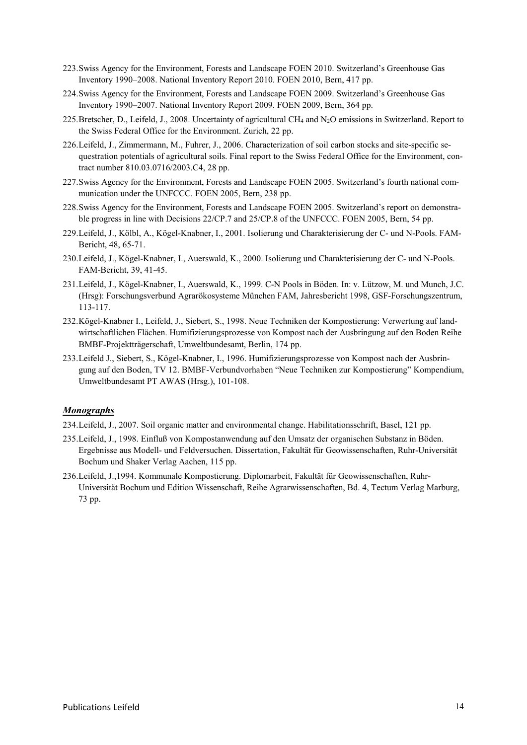223. Swiss Agency for the Environment, Forests and Landscape FOEN 2010. Switzerland's Greenhouse Gas Inventory 1990–2008. National Inventory Report 2010. FOEN 2010, Bern, 417 pp.

224. Swiss Agency for the Environment, Forests and Landscape FOEN 2009. Switzerland's Greenhouse Gas Inventory 1990–2007. National Inventory Report 2009. FOEN 2009, Bern, 364 pp.

225. Bretscher, D., Leifeld, J., 2008. Uncertainty of agricultural $CH_4$ and $N_2O$ emissions in Switzerland. Report to the Swiss Federal Office for the Environment. Zurich, 22 pp.

226. Leifeld, J., Zimmermann, M., Fuhrer, J., 2006. Characterization of soil carbon stocks and site-specific sequestration potentials of agricultural soils. Final report to the Swiss Federal Office for the Environment, contract number 810.03.0716/2003.C4, 28 pp.

227. Swiss Agency for the Environment, Forests and Landscape FOEN 2005. Switzerland's fourth national communication under the UNFCCC. FOEN 2005, Bern, 238 pp.

228. Swiss Agency for the Environment, Forests and Landscape FOEN 2005. Switzerland's report on demonstrable progress in line with Decisions 22/CP.7 and 25/CP.8 of the UNFCCC. FOEN 2005, Bern, 54 pp.

229. Leifeld, J., Kölbl, A., Kögel-Knabner, I., 2001. Isolierung und Charakterisierung der C- und N-Pools. FAM-Bericht, 48, 65-71.

230. Leifeld, J., Kögel-Knabner, I., Auerswald, K., 2000. Isolierung und Charakterisierung der C- und N-Pools. FAM-Bericht, 39, 41-45.

231. Leifeld, J., Kögel-Knabner, I., Auerswald, K., 1999. C-N Pools in Böden. In: v. Lützow, M. und Munch, J.C. (Hrsg): Forschungsverbund Agrarökosysteme München FAM, Jahresbericht 1998, GSF-Forschungszentrum, 113-117.

232. Kögel-Knabner I., Leifeld, J., Siebert, S., 1998. Neue Techniken der Kompostierung: Verwertung auf landwirtschaftlichen Flächen. Humifizierungsprozesse von Kompost nach der Ausbringung auf den Boden Reihe BMBF-Projektträgerschaft, Umweltbundesamt, Berlin, 174 pp.

233. Leifeld J., Siebert, S., Kögel-Knabner, I., 1996. Humifizierungsprozesse von Kompost nach der Ausbringung auf den Boden, TV 12. BMBF-Verbundvorhaben "Neue Techniken zur Kompostierung" Kompendium, Umweltbundesamt PT AWAS (Hrsg.), 101-108.

## ***Monographs***

234. Leifeld, J., 2007. Soil organic matter and environmental change. Habilitationsschrift, Basel, 121 pp.

235. Leifeld, J., 1998. Einfluß von Kompostanwendung auf den Umsatz der organischen Substanz in Böden. Ergebnisse aus Modell- und Feldversuchen. Dissertation, Fakultät für Geowissenschaften, Ruhr-Universität Bochum und Shaker Verlag Aachen, 115 pp.

236. Leifeld, J.,1994. Kommunale Kompostierung. Diplomarbeit, Fakultät für Geowissenschaften, Ruhr-Universität Bochum und Edition Wissenschaft, Reihe Agrarwissenschaften, Bd. 4, Tectum Verlag Marburg, 73 pp.